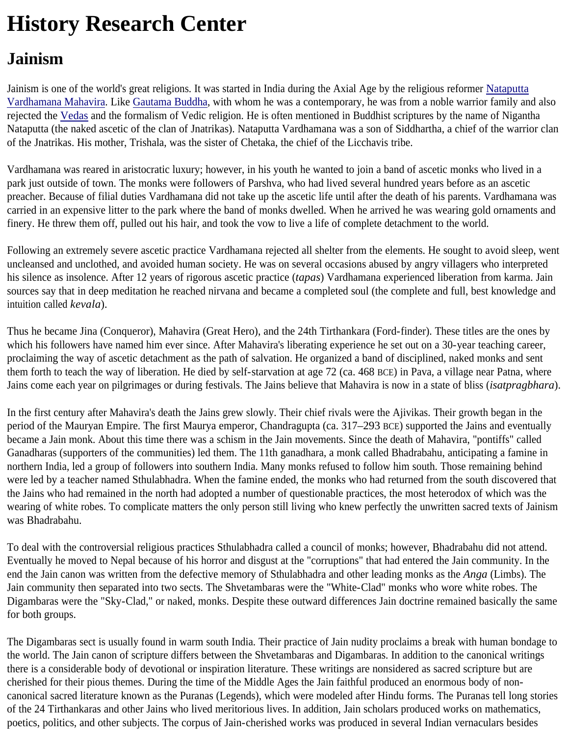# History Research Center

## Jainism

Jainism is one of the world's great religions. It was started in India during the Axial Age by the religious reformer Nataputta Vardhamana Mahavira. Like Gautama Buddha, with whom he was a contemporary, he was from a noble warrior family and also rejected the Vedas and the formalism of Vedic religion. He is often mentioned in Buddhist scriptures by the name of Nigantha Nataputta (the naked ascetic of the clan of Jnatrikas). Nataputta Vardhamana was a son of Siddhartha, a chief of the warrior clan of the Jnatrikas. His mother, Trishala, was the sister of Chetaka, the chief of the Licchavis tribe.

Vardhamana was reared in aristocratic luxury; however, in his youth he wanted to join a band of ascetic monks who lived in a park just outside of town. The monks were followers of Parshva, who had lived several hundred years before as an ascetic preacher. Because of filial duties Vardhamana did not take up the ascetic life until after the death of his parents. Vardhamana was carried in an expensive litter to the park where the band of monks dwelled. When he arrived he was wearing gold ornaments and finery. He threw them off, pulled out his hair, and took the vow to live a life of complete detachment to the world.

Following an extremely severe ascetic practice Vardhamana rejected all shelter from the elements. He sought to avoid sleep, went uncleansed and unclothed, and avoided human society. He was on several occasions abused by angry villagers who interpreted his silence as insolence. After 12 years of rigorous ascetic practice (*tapas*) Vardhamana experienced liberation from karma. Jain sources say that in deep meditation he reached nirvana and became a completed soul (the complete and full, best knowledge and intuition called *kevala*).

Thus he became Jina (Conqueror), Mahavira (Great Hero), and the 24th Tirthankara (Ford-finder). These titles are the ones by which his followers have named him ever since. After Mahavira's liberating experience he set out on a 30-year teaching career, proclaiming the way of ascetic detachment as the path of salvation. He organized a band of disciplined, naked monks and sent them forth to teach the way of liberation. He died by self-starvation at age 72 (ca. 468 BCE) in Pava, a village near Patna, where Jains come each year on pilgrimages or during festivals. The Jains believe that Mahavira is now in a state of bliss (*isatpragbhara*).

In the first century after Mahavira's death the Jains grew slowly. Their chief rivals were the Ajivikas. Their growth began in the period of the Mauryan Empire. The first Maurya emperor, Chandragupta (ca. 317–293 BCE) supported the Jains and eventually became a Jain monk. About this time there was a schism in the Jain movements. Since the death of Mahavira, "pontiffs" called Ganadharas (supporters of the communities) led them. The 11th ganadhara, a monk called Bhadrabahu, anticipating a famine in northern India, led a group of followers into southern India. Many monks refused to follow him south. Those remaining behind were led by a teacher named Sthulabhadra. When the famine ended, the monks who had returned from the south discovered that the Jains who had remained in the north had adopted a number of questionable practices, the most heterodox of which was the wearing of white robes. To complicate matters the only person still living who knew perfectly the unwritten sacred texts of Jainism was Bhadrabahu.

To deal with the controversial religious practices Sthulabhadra called a council of monks; however, Bhadrabahu did not attend. Eventually he moved to Nepal because of his horror and disgust at the "corruptions" that had entered the Jain community. In the end the Jain canon was written from the defective memory of Sthulabhadra and other leading monks as the *Anga* (Limbs). The Jain community then separated into two sects. The Shvetambaras were the "White-Clad" monks who wore white robes. The Digambaras were the "Sky-Clad," or naked, monks. Despite these outward differences Jain doctrine remained basically the same for both groups.

The Digambaras sect is usually found in warm south India. Their practice of Jain nudity proclaims a break with human bondage to the world. The Jain canon of scripture differs between the Shvetambaras and Digambaras. In addition to the canonical writings there is a considerable body of devotional or inspiration literature. These writings are nonsidered as sacred scripture but are cherished for their pious themes. During the time of the Middle Ages the Jain faithful produced an enormous body of non-canonical sacred literature known as the Puranas (Legends), which were modeled after Hindu forms. The Puranas tell long stories of the 24 Tirthankaras and other Jains who lived meritorious lives. In addition, Jain scholars produced works on mathematics, poetics, politics, and other subjects. The corpus of Jain-cherished works was produced in several Indian vernaculars besides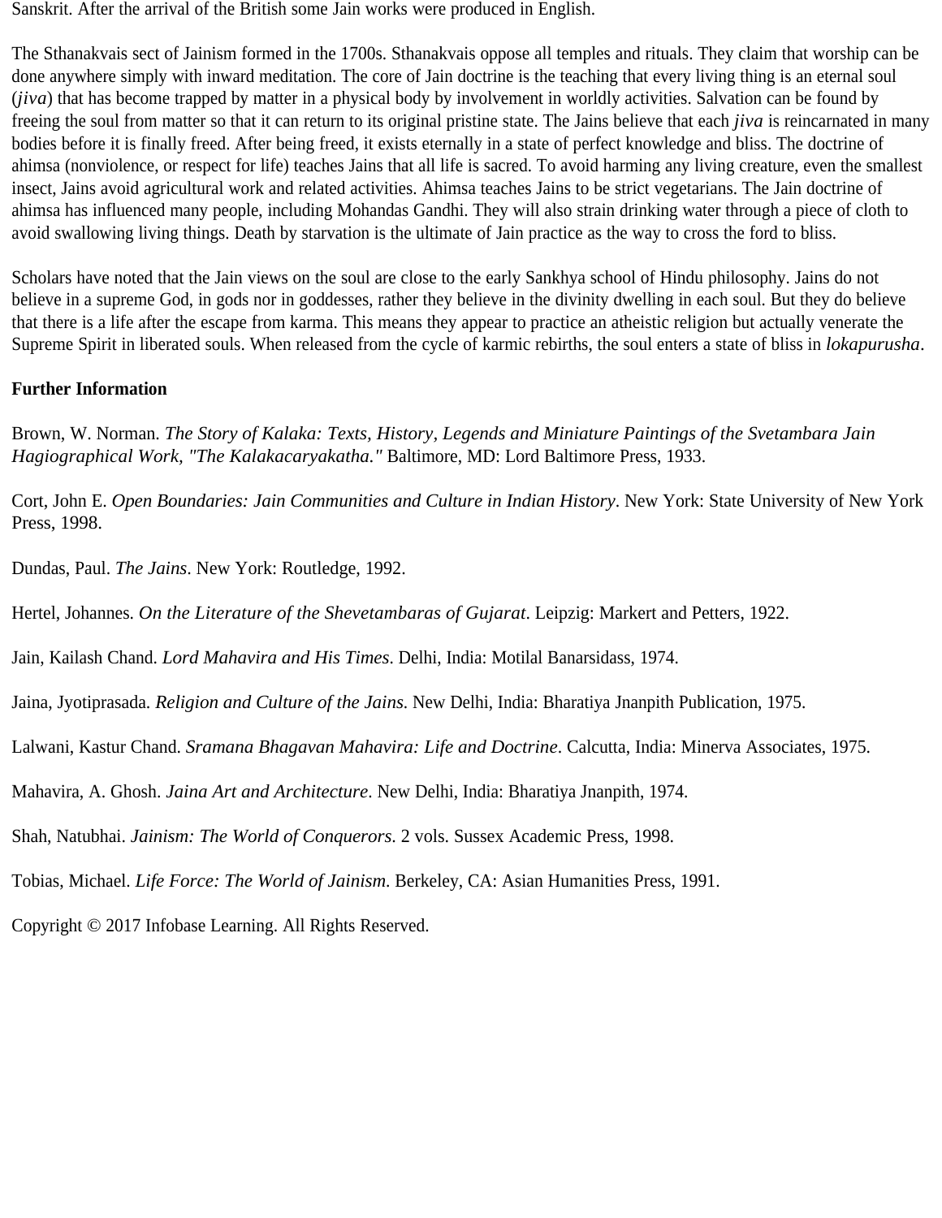Sanskrit. After the arrival of the British some Jain works were produced in English.

The Sthanakvais sect of Jainism formed in the 1700s. Sthanakvais oppose all temples and rituals. They claim that worship can be done anywhere simply with inward meditation. The core of Jain doctrine is the teaching that every living thing is an eternal soul (*jiva*) that has become trapped by matter in a physical body by involvement in worldly activities. Salvation can be found by freeing the soul from matter so that it can return to its original pristine state. The Jains believe that each *jiva* is reincarnated in many bodies before it is finally freed. After being freed, it exists eternally in a state of perfect knowledge and bliss. The doctrine of ahimsa (nonviolence, or respect for life) teaches Jains that all life is sacred. To avoid harming any living creature, even the smallest insect, Jains avoid agricultural work and related activities. Ahimsa teaches Jains to be strict vegetarians. The Jain doctrine of ahimsa has influenced many people, including Mohandas Gandhi. They will also strain drinking water through a piece of cloth to avoid swallowing living things. Death by starvation is the ultimate of Jain practice as the way to cross the ford to bliss.

Scholars have noted that the Jain views on the soul are close to the early Sankhya school of Hindu philosophy. Jains do not believe in a supreme God, in gods nor in goddesses, rather they believe in the divinity dwelling in each soul. But they do believe that there is a life after the escape from karma. This means they appear to practice an atheistic religion but actually venerate the Supreme Spirit in liberated souls. When released from the cycle of karmic rebirths, the soul enters a state of bliss in *lokapurusha*.

**Further Information**

Brown, W. Norman. *The Story of Kalaka: Texts, History, Legends and Miniature Paintings of the Svetambara Jain Hagiographical Work, "The Kalakacaryakatha."* Baltimore, MD: Lord Baltimore Press, 1933.

Cort, John E. *Open Boundaries: Jain Communities and Culture in Indian History*. New York: State University of New York Press, 1998.

Dundas, Paul. *The Jains*. New York: Routledge, 1992.

Hertel, Johannes. *On the Literature of the Shevetambaras of Gujarat*. Leipzig: Markert and Petters, 1922.

Jain, Kailash Chand. *Lord Mahavira and His Times*. Delhi, India: Motilal Banarsidass, 1974.

Jaina, Jyotiprasada. *Religion and Culture of the Jains*. New Delhi, India: Bharatiya Jnanpith Publication, 1975.

Lalwani, Kastur Chand. *Sramana Bhagavan Mahavira: Life and Doctrine*. Calcutta, India: Minerva Associates, 1975.

Mahavira, A. Ghosh. *Jaina Art and Architecture*. New Delhi, India: Bharatiya Jnanpith, 1974.

Shah, Natubhai. *Jainism: The World of Conquerors*. 2 vols. Sussex Academic Press, 1998.

Tobias, Michael. *Life Force: The World of Jainism*. Berkeley, CA: Asian Humanities Press, 1991.

Copyright © 2017 Infobase Learning. All Rights Reserved.